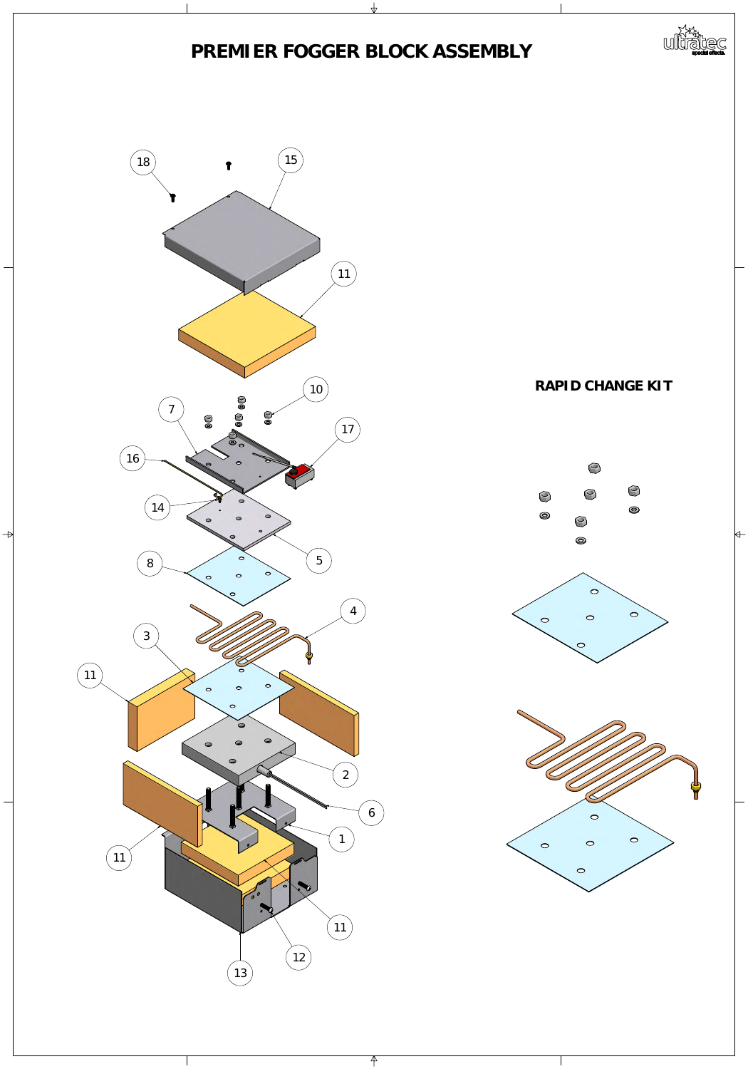# PREMIER FOGGER BLOCK ASSEMBLY

18

15

11

10

7

17

16

14

5

8

4

3

11

2

6

1

11

11

12

13

## RAPID CHANGE KIT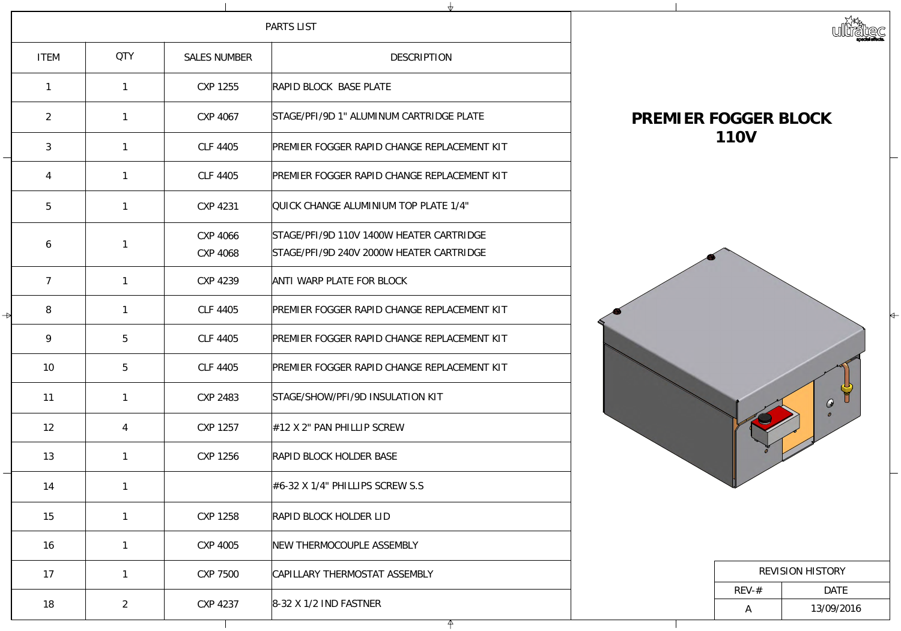| PARTS LIST | | | |
|---|---|---|---|
| ITEM | QTY | SALES NUMBER | DESCRIPTION |
| 1 | 1 | CXP 1255 | RAPID BLOCK BASE PLATE |
| 2 | 1 | CXP 4067 | STAGE/PFI/9D 1" ALUMINUM CARTRIDGE PLATE |
| 3 | 1 | CLF 4405 | PREMIER FOGGER RAPID CHANGE REPLACEMENT KIT |
| 4 | 1 | CLF 4405 | PREMIER FOGGER RAPID CHANGE REPLACEMENT KIT |
| 5 | 1 | CXP 4231 | QUICK CHANGE ALUMINIUM TOP PLATE 1/4" |
| 6 | 1 | CXP 4066<br>CXP 4068 | STAGE/PFI/9D 110V 1400W HEATER CARTRIDGE<br>STAGE/PFI/9D 240V 2000W HEATER CARTRIDGE |
| 7 | 1 | CXP 4239 | ANTI WARP PLATE FOR BLOCK |
| 8 | 1 | CLF 4405 | PREMIER FOGGER RAPID CHANGE REPLACEMENT KIT |
| 9 | 5 | CLF 4405 | PREMIER FOGGER RAPID CHANGE REPLACEMENT KIT |
| 10 | 5 | CLF 4405 | PREMIER FOGGER RAPID CHANGE REPLACEMENT KIT |
| 11 | 1 | CXP 2483 | STAGE/SHOW/PFI/9D INSULATION KIT |
| 12 | 4 | CXP 1257 | #12 X 2" PAN PHILLIP SCREW |
| 13 | 1 | CXP 1256 | RAPID BLOCK HOLDER BASE |
| 14 | 1 | | #6-32 X 1/4" PHILLIPS SCREW S.S |
| 15 | 1 | CXP 1258 | RAPID BLOCK HOLDER LID |
| 16 | 1 | CXP 4005 | NEW THERMOCOUPLE ASSEMBLY |
| 17 | 1 | CXP 7500 | CAPILLARY THERMOSTAT ASSEMBLY |
| 18 | 2 | CXP 4237 | 8-32 X 1/2 IND FASTNER |

ultratec special effects

# PREMIER FOGGER BLOCK 110V

| REVISION HISTORY | |
|---|---|
| REV-# | DATE |
| A | 13/09/2016 |